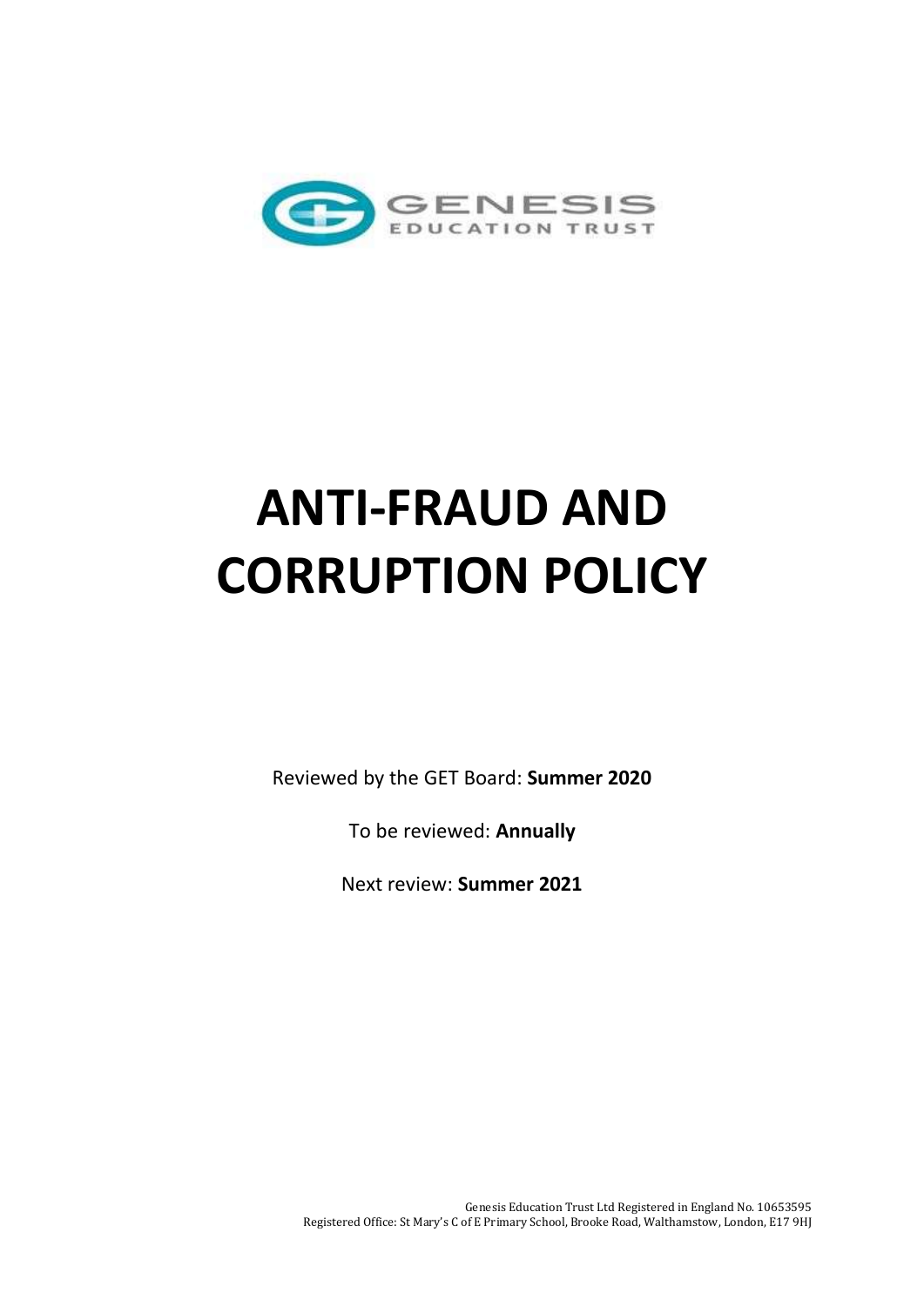GENESIS
EDUCATION TRUST

# ANTI-FRAUD AND CORRUPTION POLICY

Reviewed by the GET Board: **Summer 2020**

To be reviewed: **Annually**

Next review: **Summer 2021**

Genesis Education Trust Ltd Registered in England No. 10653595
Registered Office: St Mary's C of E Primary School, Brooke Road, Walthamstow, London, E17 9HJ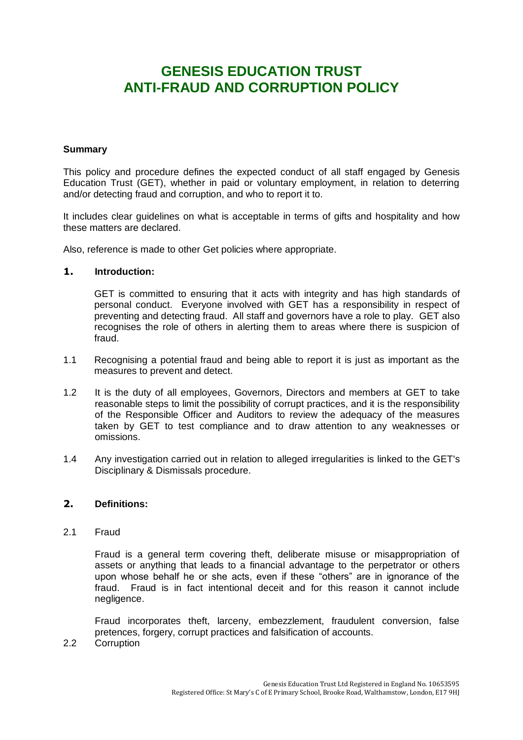# GENESIS EDUCATION TRUST ANTI-FRAUD AND CORRUPTION POLICY

**Summary**

This policy and procedure defines the expected conduct of all staff engaged by Genesis Education Trust (GET), whether in paid or voluntary employment, in relation to deterring and/or detecting fraud and corruption, and who to report it to.

It includes clear guidelines on what is acceptable in terms of gifts and hospitality and how these matters are declared.

Also, reference is made to other Get policies where appropriate.

## 1. Introduction:

GET is committed to ensuring that it acts with integrity and has high standards of personal conduct. Everyone involved with GET has a responsibility in respect of preventing and detecting fraud. All staff and governors have a role to play. GET also recognises the role of others in alerting them to areas where there is suspicion of fraud.

1.1 Recognising a potential fraud and being able to report it is just as important as the measures to prevent and detect.

1.2 It is the duty of all employees, Governors, Directors and members at GET to take reasonable steps to limit the possibility of corrupt practices, and it is the responsibility of the Responsible Officer and Auditors to review the adequacy of the measures taken by GET to test compliance and to draw attention to any weaknesses or omissions.

1.4 Any investigation carried out in relation to alleged irregularities is linked to the GET's Disciplinary & Dismissals procedure.

## 2. Definitions:

2.1 Fraud

Fraud is a general term covering theft, deliberate misuse or misappropriation of assets or anything that leads to a financial advantage to the perpetrator or others upon whose behalf he or she acts, even if these "others" are in ignorance of the fraud. Fraud is in fact intentional deceit and for this reason it cannot include negligence.

Fraud incorporates theft, larceny, embezzlement, fraudulent conversion, false pretences, forgery, corrupt practices and falsification of accounts.

2.2 Corruption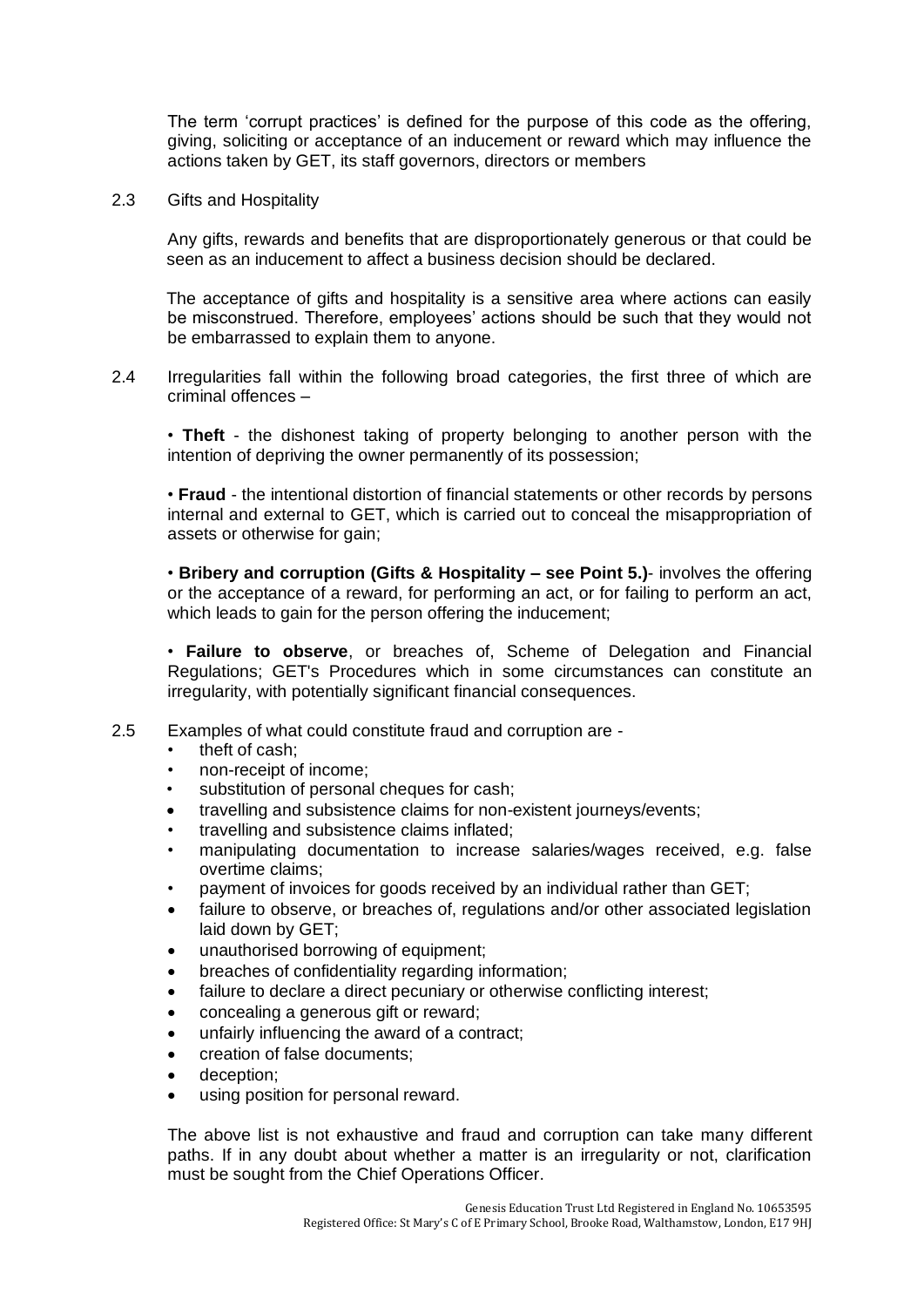The term 'corrupt practices' is defined for the purpose of this code as the offering, giving, soliciting or acceptance of an inducement or reward which may influence the actions taken by GET, its staff governors, directors or members

2.3 Gifts and Hospitality

Any gifts, rewards and benefits that are disproportionately generous or that could be seen as an inducement to affect a business decision should be declared.

The acceptance of gifts and hospitality is a sensitive area where actions can easily be misconstrued. Therefore, employees' actions should be such that they would not be embarrassed to explain them to anyone.

2.4 Irregularities fall within the following broad categories, the first three of which are criminal offences –

- **Theft** - the dishonest taking of property belonging to another person with the intention of depriving the owner permanently of its possession;

- **Fraud** - the intentional distortion of financial statements or other records by persons internal and external to GET, which is carried out to conceal the misappropriation of assets or otherwise for gain;

- **Bribery and corruption (Gifts & Hospitality – see Point 5.)**- involves the offering or the acceptance of a reward, for performing an act, or for failing to perform an act, which leads to gain for the person offering the inducement;

- **Failure to observe**, or breaches of, Scheme of Delegation and Financial Regulations; GET's Procedures which in some circumstances can constitute an irregularity, with potentially significant financial consequences.

2.5 Examples of what could constitute fraud and corruption are -

- theft of cash;
- non-receipt of income;
- substitution of personal cheques for cash;
- travelling and subsistence claims for non-existent journeys/events;
- travelling and subsistence claims inflated;
- manipulating documentation to increase salaries/wages received, e.g. false overtime claims;
- payment of invoices for goods received by an individual rather than GET;
- failure to observe, or breaches of, regulations and/or other associated legislation laid down by GET;
- unauthorised borrowing of equipment;
- breaches of confidentiality regarding information;
- failure to declare a direct pecuniary or otherwise conflicting interest;
- concealing a generous gift or reward;
- unfairly influencing the award of a contract;
- creation of false documents;
- deception;
- using position for personal reward.

The above list is not exhaustive and fraud and corruption can take many different paths. If in any doubt about whether a matter is an irregularity or not, clarification must be sought from the Chief Operations Officer.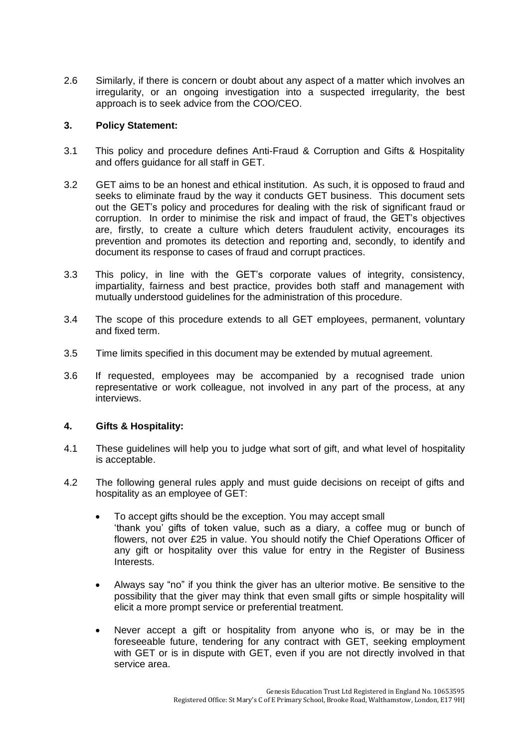2.6 Similarly, if there is concern or doubt about any aspect of a matter which involves an irregularity, or an ongoing investigation into a suspected irregularity, the best approach is to seek advice from the COO/CEO.

## 3. Policy Statement:

3.1 This policy and procedure defines Anti-Fraud & Corruption and Gifts & Hospitality and offers guidance for all staff in GET.

3.2 GET aims to be an honest and ethical institution. As such, it is opposed to fraud and seeks to eliminate fraud by the way it conducts GET business. This document sets out the GET's policy and procedures for dealing with the risk of significant fraud or corruption. In order to minimise the risk and impact of fraud, the GET's objectives are, firstly, to create a culture which deters fraudulent activity, encourages its prevention and promotes its detection and reporting and, secondly, to identify and document its response to cases of fraud and corrupt practices.

3.3 This policy, in line with the GET's corporate values of integrity, consistency, impartiality, fairness and best practice, provides both staff and management with mutually understood guidelines for the administration of this procedure.

3.4 The scope of this procedure extends to all GET employees, permanent, voluntary and fixed term.

3.5 Time limits specified in this document may be extended by mutual agreement.

3.6 If requested, employees may be accompanied by a recognised trade union representative or work colleague, not involved in any part of the process, at any interviews.

## 4. Gifts & Hospitality:

4.1 These guidelines will help you to judge what sort of gift, and what level of hospitality is acceptable.

4.2 The following general rules apply and must guide decisions on receipt of gifts and hospitality as an employee of GET:

- To accept gifts should be the exception. You may accept small 'thank you' gifts of token value, such as a diary, a coffee mug or bunch of flowers, not over £25 in value. You should notify the Chief Operations Officer of any gift or hospitality over this value for entry in the Register of Business Interests.
- Always say "no" if you think the giver has an ulterior motive. Be sensitive to the possibility that the giver may think that even small gifts or simple hospitality will elicit a more prompt service or preferential treatment.
- Never accept a gift or hospitality from anyone who is, or may be in the foreseeable future, tendering for any contract with GET, seeking employment with GET or is in dispute with GET, even if you are not directly involved in that service area.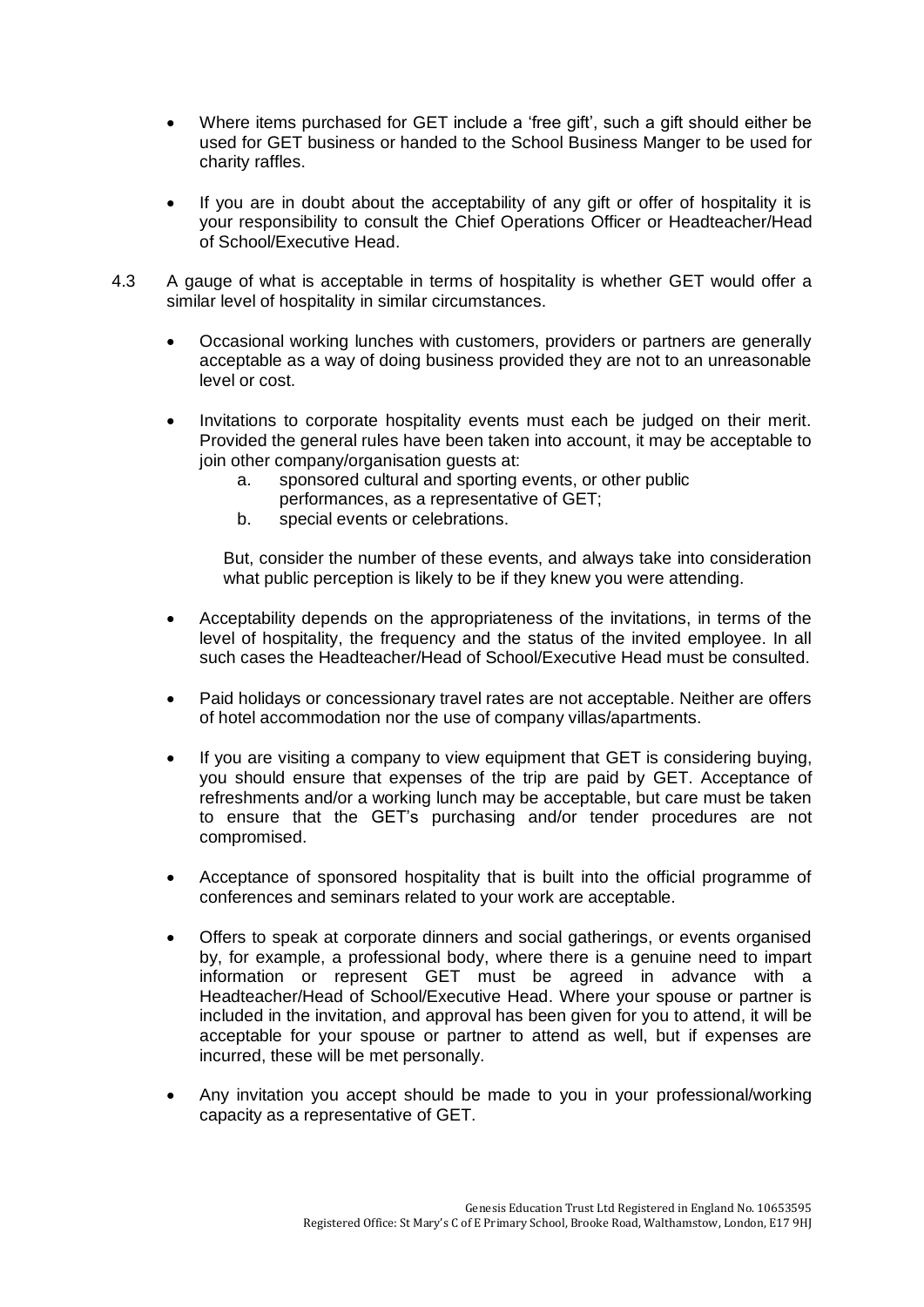- Where items purchased for GET include a 'free gift', such a gift should either be used for GET business or handed to the School Business Manger to be used for charity raffles.

- If you are in doubt about the acceptability of any gift or offer of hospitality it is your responsibility to consult the Chief Operations Officer or Headteacher/Head of School/Executive Head.

4.3 A gauge of what is acceptable in terms of hospitality is whether GET would offer a similar level of hospitality in similar circumstances.

- Occasional working lunches with customers, providers or partners are generally acceptable as a way of doing business provided they are not to an unreasonable level or cost.

- Invitations to corporate hospitality events must each be judged on their merit. Provided the general rules have been taken into account, it may be acceptable to join other company/organisation guests at:
    a. sponsored cultural and sporting events, or other public performances, as a representative of GET;
    b. special events or celebrations.

  But, consider the number of these events, and always take into consideration what public perception is likely to be if they knew you were attending.

- Acceptability depends on the appropriateness of the invitations, in terms of the level of hospitality, the frequency and the status of the invited employee. In all such cases the Headteacher/Head of School/Executive Head must be consulted.

- Paid holidays or concessionary travel rates are not acceptable. Neither are offers of hotel accommodation nor the use of company villas/apartments.

- If you are visiting a company to view equipment that GET is considering buying, you should ensure that expenses of the trip are paid by GET. Acceptance of refreshments and/or a working lunch may be acceptable, but care must be taken to ensure that the GET's purchasing and/or tender procedures are not compromised.

- Acceptance of sponsored hospitality that is built into the official programme of conferences and seminars related to your work are acceptable.

- Offers to speak at corporate dinners and social gatherings, or events organised by, for example, a professional body, where there is a genuine need to impart information or represent GET must be agreed in advance with a Headteacher/Head of School/Executive Head. Where your spouse or partner is included in the invitation, and approval has been given for you to attend, it will be acceptable for your spouse or partner to attend as well, but if expenses are incurred, these will be met personally.

- Any invitation you accept should be made to you in your professional/working capacity as a representative of GET.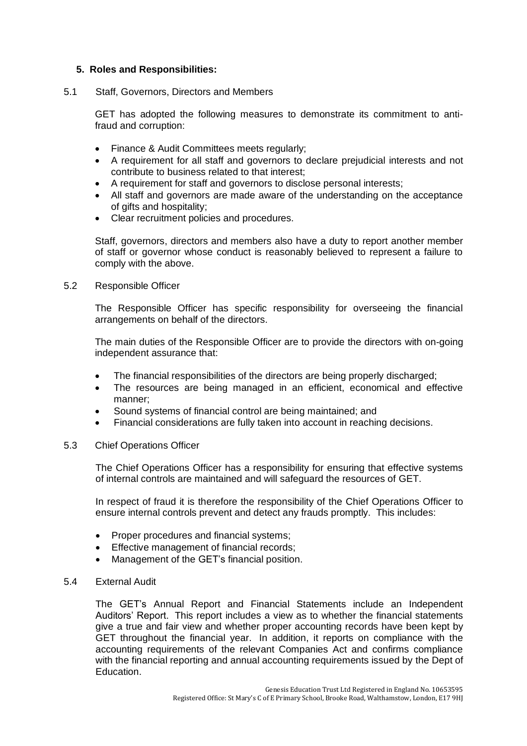## 5. Roles and Responsibilities:

### 5.1 Staff, Governors, Directors and Members

GET has adopted the following measures to demonstrate its commitment to anti-fraud and corruption:

- Finance & Audit Committees meets regularly;
- A requirement for all staff and governors to declare prejudicial interests and not contribute to business related to that interest;
- A requirement for staff and governors to disclose personal interests;
- All staff and governors are made aware of the understanding on the acceptance of gifts and hospitality;
- Clear recruitment policies and procedures.

Staff, governors, directors and members also have a duty to report another member of staff or governor whose conduct is reasonably believed to represent a failure to comply with the above.

### 5.2 Responsible Officer

The Responsible Officer has specific responsibility for overseeing the financial arrangements on behalf of the directors.

The main duties of the Responsible Officer are to provide the directors with on-going independent assurance that:

- The financial responsibilities of the directors are being properly discharged;
- The resources are being managed in an efficient, economical and effective manner;
- Sound systems of financial control are being maintained; and
- Financial considerations are fully taken into account in reaching decisions.

### 5.3 Chief Operations Officer

The Chief Operations Officer has a responsibility for ensuring that effective systems of internal controls are maintained and will safeguard the resources of GET.

In respect of fraud it is therefore the responsibility of the Chief Operations Officer to ensure internal controls prevent and detect any frauds promptly. This includes:

- Proper procedures and financial systems;
- Effective management of financial records;
- Management of the GET's financial position.

### 5.4 External Audit

The GET's Annual Report and Financial Statements include an Independent Auditors' Report. This report includes a view as to whether the financial statements give a true and fair view and whether proper accounting records have been kept by GET throughout the financial year. In addition, it reports on compliance with the accounting requirements of the relevant Companies Act and confirms compliance with the financial reporting and annual accounting requirements issued by the Dept of Education.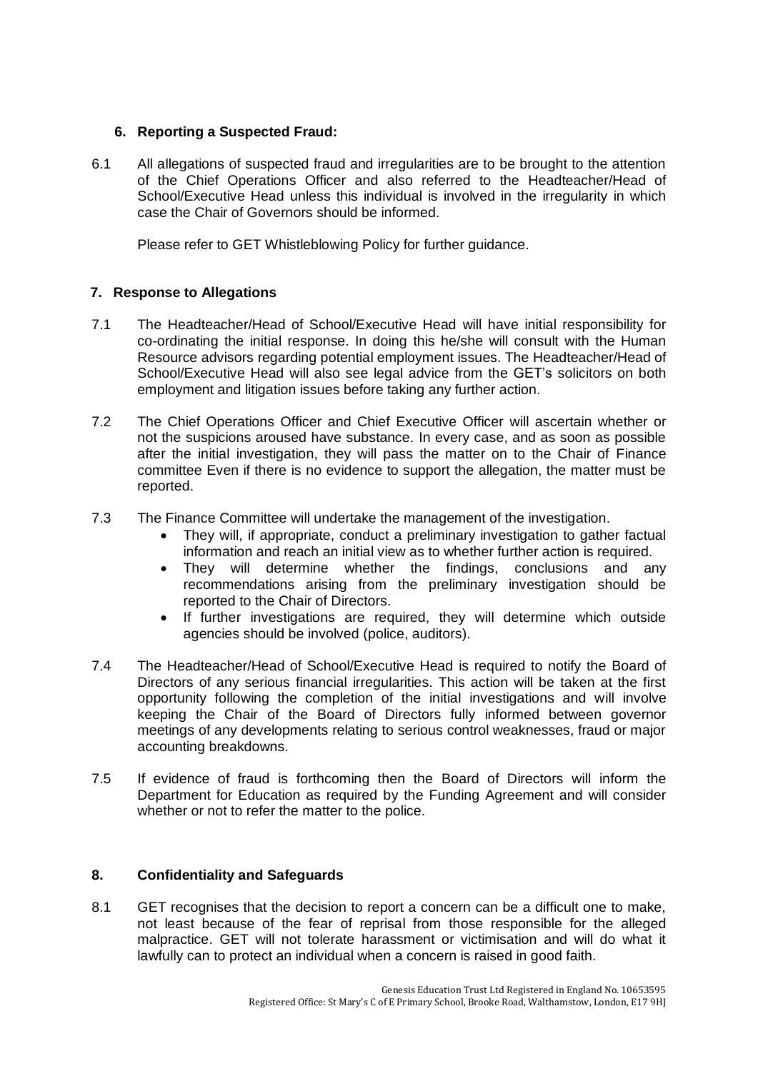## 6. Reporting a Suspected Fraud:

6.1 All allegations of suspected fraud and irregularities are to be brought to the attention of the Chief Operations Officer and also referred to the Headteacher/Head of School/Executive Head unless this individual is involved in the irregularity in which case the Chair of Governors should be informed.

Please refer to GET Whistleblowing Policy for further guidance.

## 7. Response to Allegations

7.1 The Headteacher/Head of School/Executive Head will have initial responsibility for co-ordinating the initial response. In doing this he/she will consult with the Human Resource advisors regarding potential employment issues. The Headteacher/Head of School/Executive Head will also see legal advice from the GET's solicitors on both employment and litigation issues before taking any further action.

7.2 The Chief Operations Officer and Chief Executive Officer will ascertain whether or not the suspicions aroused have substance. In every case, and as soon as possible after the initial investigation, they will pass the matter on to the Chair of Finance committee Even if there is no evidence to support the allegation, the matter must be reported.

7.3 The Finance Committee will undertake the management of the investigation.

- They will, if appropriate, conduct a preliminary investigation to gather factual information and reach an initial view as to whether further action is required.
- They will determine whether the findings, conclusions and any recommendations arising from the preliminary investigation should be reported to the Chair of Directors.
- If further investigations are required, they will determine which outside agencies should be involved (police, auditors).

7.4 The Headteacher/Head of School/Executive Head is required to notify the Board of Directors of any serious financial irregularities. This action will be taken at the first opportunity following the completion of the initial investigations and will involve keeping the Chair of the Board of Directors fully informed between governor meetings of any developments relating to serious control weaknesses, fraud or major accounting breakdowns.

7.5 If evidence of fraud is forthcoming then the Board of Directors will inform the Department for Education as required by the Funding Agreement and will consider whether or not to refer the matter to the police.

## 8. Confidentiality and Safeguards

8.1 GET recognises that the decision to report a concern can be a difficult one to make, not least because of the fear of reprisal from those responsible for the alleged malpractice. GET will not tolerate harassment or victimisation and will do what it lawfully can to protect an individual when a concern is raised in good faith.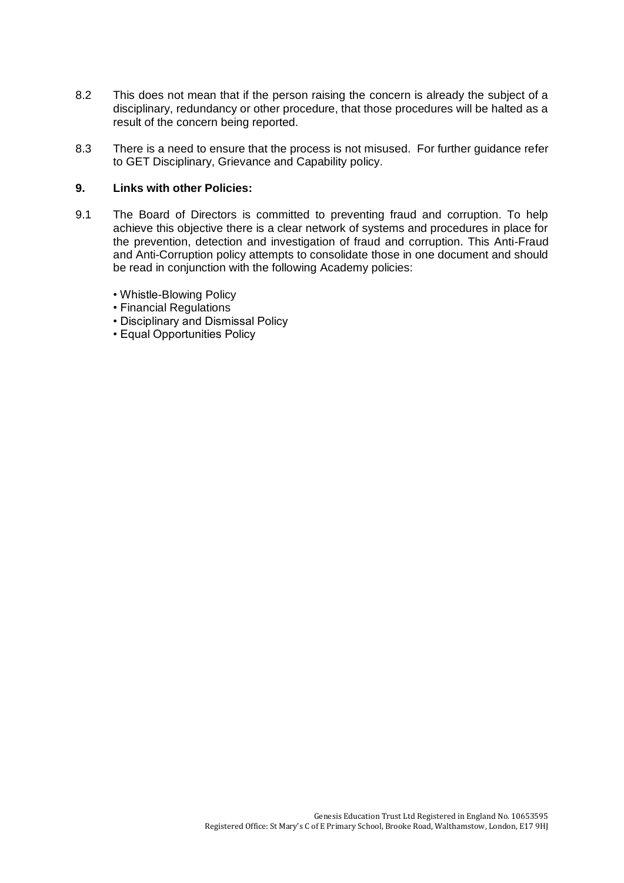8.2 This does not mean that if the person raising the concern is already the subject of a disciplinary, redundancy or other procedure, that those procedures will be halted as a result of the concern being reported.

8.3 There is a need to ensure that the process is not misused. For further guidance refer to GET Disciplinary, Grievance and Capability policy.

## 9. Links with other Policies:

9.1 The Board of Directors is committed to preventing fraud and corruption. To help achieve this objective there is a clear network of systems and procedures in place for the prevention, detection and investigation of fraud and corruption. This Anti-Fraud and Anti-Corruption policy attempts to consolidate those in one document and should be read in conjunction with the following Academy policies:

- Whistle-Blowing Policy
- Financial Regulations
- Disciplinary and Dismissal Policy
- Equal Opportunities Policy